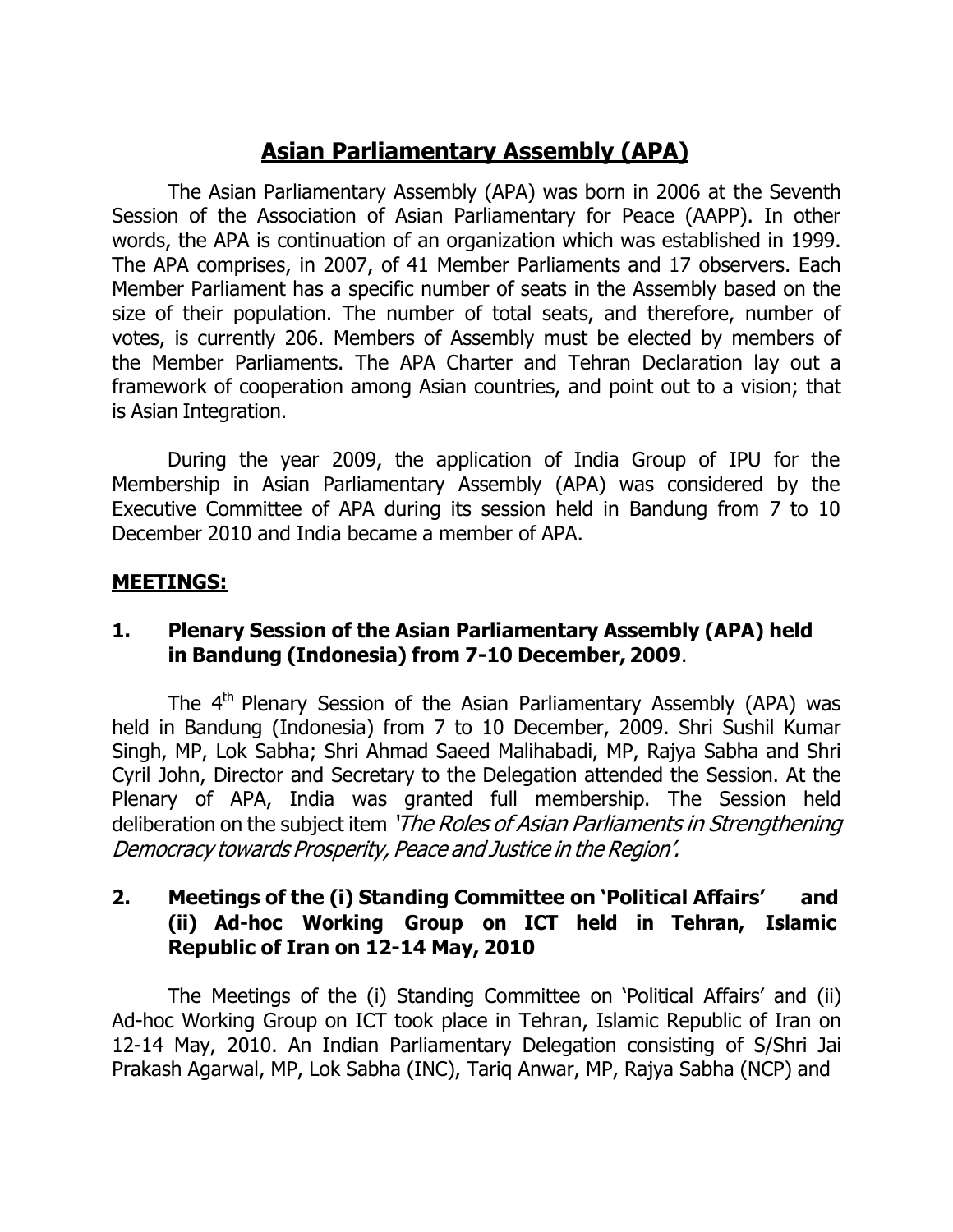# Asian Parliamentary Assembly (APA)

The Asian Parliamentary Assembly (APA) was born in 2006 at the Seventh Session of the Association of Asian Parliamentary for Peace (AAPP). In other words, the APA is continuation of an organization which was established in 1999. The APA comprises, in 2007, of 41 Member Parliaments and 17 observers. Each Member Parliament has a specific number of seats in the Assembly based on the size of their population. The number of total seats, and therefore, number of votes, is currently 206. Members of Assembly must be elected by members of the Member Parliaments. The APA Charter and Tehran Declaration lay out a framework of cooperation among Asian countries, and point out to a vision; that is Asian Integration.

During the year 2009, the application of India Group of IPU for the Membership in Asian Parliamentary Assembly (APA) was considered by the Executive Committee of APA during its session held in Bandung from 7 to 10 December 2010 and India became a member of APA.

## MEETINGS:

### 1. Plenary Session of the Asian Parliamentary Assembly (APA) held in Bandung (Indonesia) from 7-10 December, 2009.

The 4th Plenary Session of the Asian Parliamentary Assembly (APA) was held in Bandung (Indonesia) from 7 to 10 December, 2009. Shri Sushil Kumar Singh, MP, Lok Sabha; Shri Ahmad Saeed Malihabadi, MP, Rajya Sabha and Shri Cyril John, Director and Secretary to the Delegation attended the Session. At the Plenary of APA, India was granted full membership. The Session held deliberation on the subject item *'The Roles of Asian Parliaments in Strengthening Democracy towards Prosperity, Peace and Justice in the Region'.*

### 2. Meetings of the (i) Standing Committee on 'Political Affairs' and (ii) Ad-hoc Working Group on ICT held in Tehran, Islamic Republic of Iran on 12-14 May, 2010

The Meetings of the (i) Standing Committee on 'Political Affairs' and (ii) Ad-hoc Working Group on ICT took place in Tehran, Islamic Republic of Iran on 12-14 May, 2010. An Indian Parliamentary Delegation consisting of S/Shri Jai Prakash Agarwal, MP, Lok Sabha (INC), Tariq Anwar, MP, Rajya Sabha (NCP) and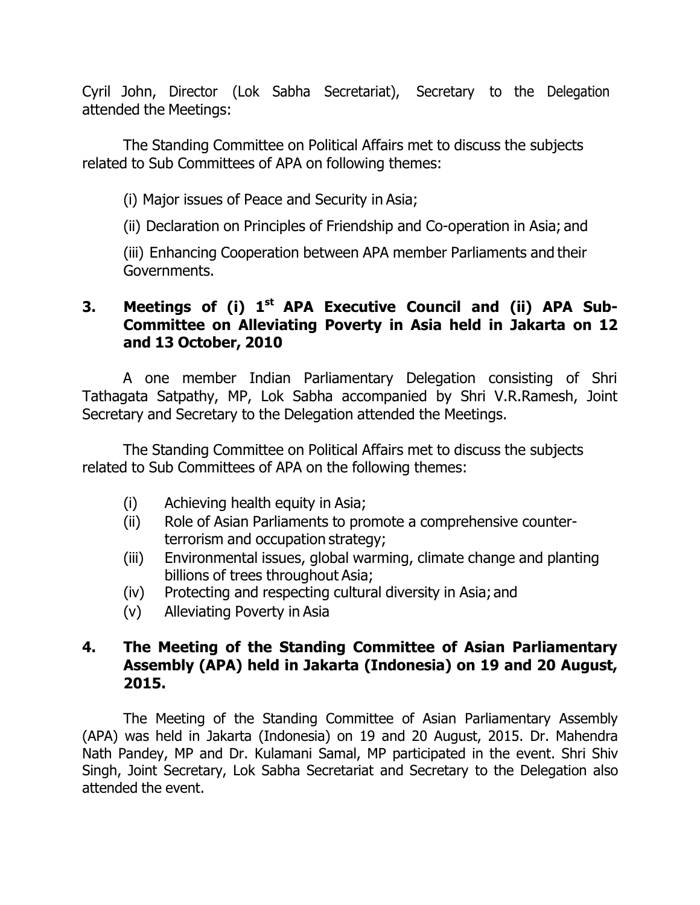Cyril John, Director (Lok Sabha Secretariat), Secretary to the Delegation attended the Meetings:

The Standing Committee on Political Affairs met to discuss the subjects related to Sub Committees of APA on following themes:

(i) Major issues of Peace and Security in Asia;

(ii) Declaration on Principles of Friendship and Co-operation in Asia; and

(iii) Enhancing Cooperation between APA member Parliaments and their Governments.

## 3. Meetings of (i) 1st APA Executive Council and (ii) APA Sub-Committee on Alleviating Poverty in Asia held in Jakarta on 12 and 13 October, 2010

A one member Indian Parliamentary Delegation consisting of Shri Tathagata Satpathy, MP, Lok Sabha accompanied by Shri V.R.Ramesh, Joint Secretary and Secretary to the Delegation attended the Meetings.

The Standing Committee on Political Affairs met to discuss the subjects related to Sub Committees of APA on the following themes:

(i) Achieving health equity in Asia;
(ii) Role of Asian Parliaments to promote a comprehensive counter-terrorism and occupation strategy;
(iii) Environmental issues, global warming, climate change and planting billions of trees throughout Asia;
(iv) Protecting and respecting cultural diversity in Asia; and
(v) Alleviating Poverty in Asia

## 4. The Meeting of the Standing Committee of Asian Parliamentary Assembly (APA) held in Jakarta (Indonesia) on 19 and 20 August, 2015.

The Meeting of the Standing Committee of Asian Parliamentary Assembly (APA) was held in Jakarta (Indonesia) on 19 and 20 August, 2015. Dr. Mahendra Nath Pandey, MP and Dr. Kulamani Samal, MP participated in the event. Shri Shiv Singh, Joint Secretary, Lok Sabha Secretariat and Secretary to the Delegation also attended the event.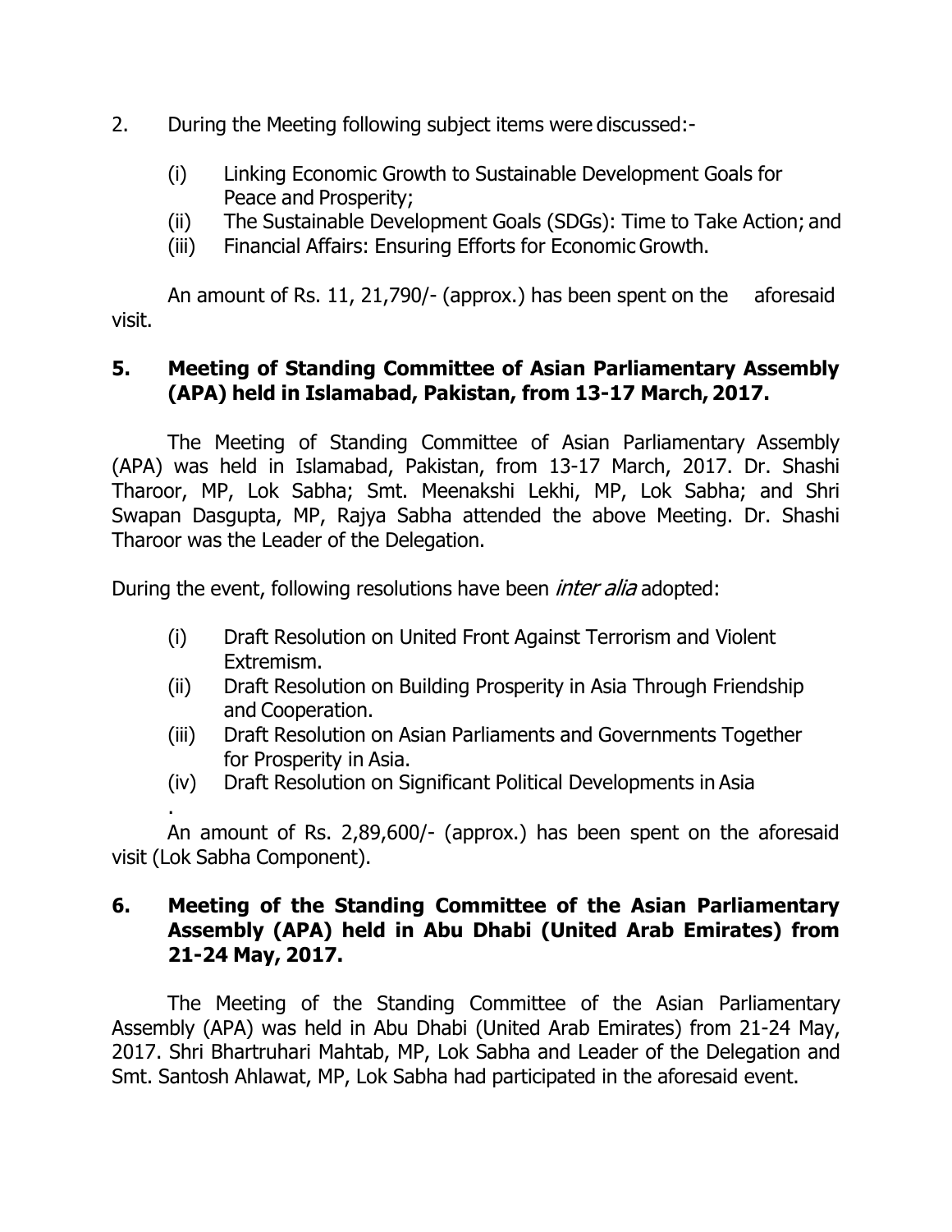2. During the Meeting following subject items were discussed:-

   (i) Linking Economic Growth to Sustainable Development Goals for Peace and Prosperity;
   (ii) The Sustainable Development Goals (SDGs): Time to Take Action; and
   (iii) Financial Affairs: Ensuring Efforts for Economic Growth.

An amount of Rs. 11, 21,790/- (approx.) has been spent on the aforesaid visit.

**5. Meeting of Standing Committee of Asian Parliamentary Assembly (APA) held in Islamabad, Pakistan, from 13-17 March, 2017.**

The Meeting of Standing Committee of Asian Parliamentary Assembly (APA) was held in Islamabad, Pakistan, from 13-17 March, 2017. Dr. Shashi Tharoor, MP, Lok Sabha; Smt. Meenakshi Lekhi, MP, Lok Sabha; and Shri Swapan Dasgupta, MP, Rajya Sabha attended the above Meeting. Dr. Shashi Tharoor was the Leader of the Delegation.

During the event, following resolutions have been *inter alia* adopted:

   (i) Draft Resolution on United Front Against Terrorism and Violent Extremism.
   (ii) Draft Resolution on Building Prosperity in Asia Through Friendship and Cooperation.
   (iii) Draft Resolution on Asian Parliaments and Governments Together for Prosperity in Asia.
   (iv) Draft Resolution on Significant Political Developments in Asia
   .

An amount of Rs. 2,89,600/- (approx.) has been spent on the aforesaid visit (Lok Sabha Component).

**6. Meeting of the Standing Committee of the Asian Parliamentary Assembly (APA) held in Abu Dhabi (United Arab Emirates) from 21-24 May, 2017.**

The Meeting of the Standing Committee of the Asian Parliamentary Assembly (APA) was held in Abu Dhabi (United Arab Emirates) from 21-24 May, 2017. Shri Bhartruhari Mahtab, MP, Lok Sabha and Leader of the Delegation and Smt. Santosh Ahlawat, MP, Lok Sabha had participated in the aforesaid event.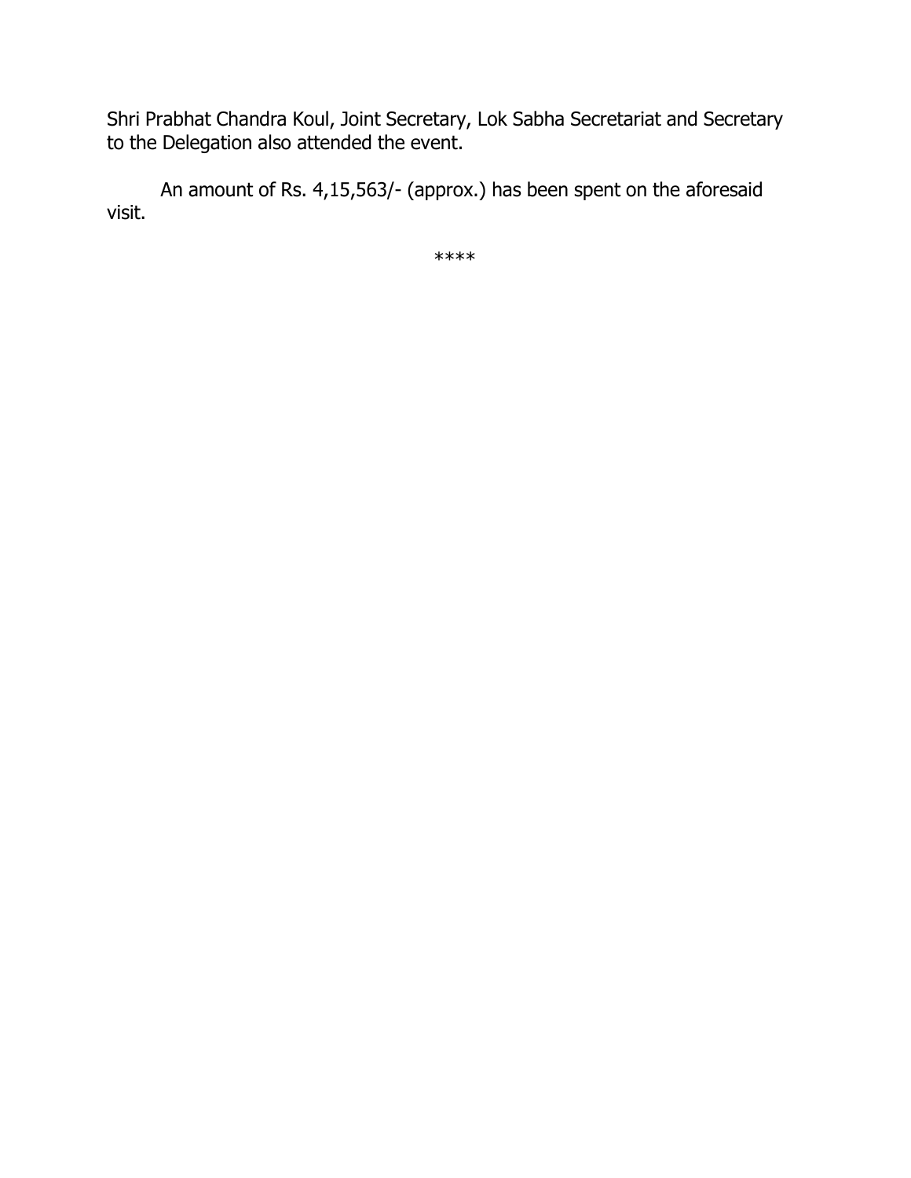Shri Prabhat Chandra Koul, Joint Secretary, Lok Sabha Secretariat and Secretary to the Delegation also attended the event.

An amount of Rs. 4,15,563/- (approx.) has been spent on the aforesaid visit.

****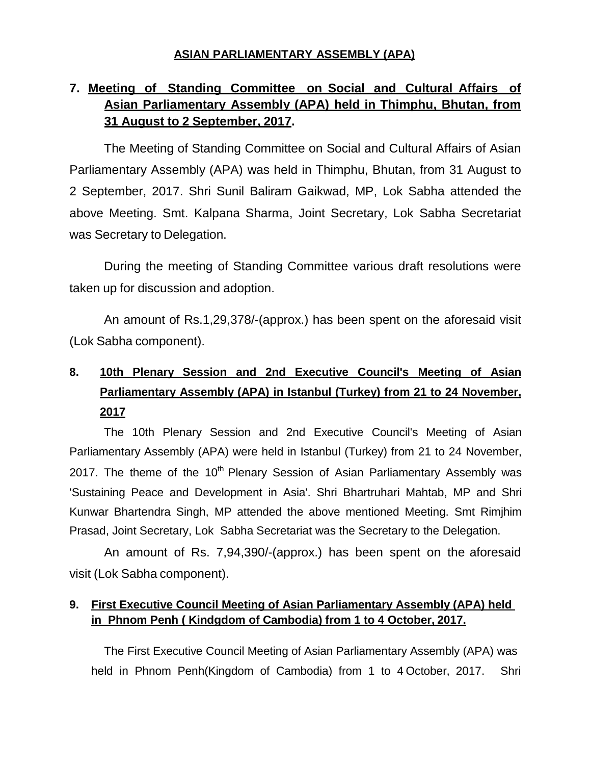# ASIAN PARLIAMENTARY ASSEMBLY (APA)

## 7. Meeting of Standing Committee on Social and Cultural Affairs of Asian Parliamentary Assembly (APA) held in Thimphu, Bhutan, from 31 August to 2 September, 2017.

The Meeting of Standing Committee on Social and Cultural Affairs of Asian Parliamentary Assembly (APA) was held in Thimphu, Bhutan, from 31 August to 2 September, 2017. Shri Sunil Baliram Gaikwad, MP, Lok Sabha attended the above Meeting. Smt. Kalpana Sharma, Joint Secretary, Lok Sabha Secretariat was Secretary to Delegation.

During the meeting of Standing Committee various draft resolutions were taken up for discussion and adoption.

An amount of Rs.1,29,378/-(approx.) has been spent on the aforesaid visit (Lok Sabha component).

## 8. 10th Plenary Session and 2nd Executive Council's Meeting of Asian Parliamentary Assembly (APA) in Istanbul (Turkey) from 21 to 24 November, 2017

The 10th Plenary Session and 2nd Executive Council's Meeting of Asian Parliamentary Assembly (APA) were held in Istanbul (Turkey) from 21 to 24 November, 2017. The theme of the 10th Plenary Session of Asian Parliamentary Assembly was 'Sustaining Peace and Development in Asia'. Shri Bhartruhari Mahtab, MP and Shri Kunwar Bhartendra Singh, MP attended the above mentioned Meeting. Smt Rimjhim Prasad, Joint Secretary, Lok Sabha Secretariat was the Secretary to the Delegation.

An amount of Rs. 7,94,390/-(approx.) has been spent on the aforesaid visit (Lok Sabha component).

## 9. First Executive Council Meeting of Asian Parliamentary Assembly (APA) held in Phnom Penh ( Kindgdom of Cambodia) from 1 to 4 October, 2017.

The First Executive Council Meeting of Asian Parliamentary Assembly (APA) was held in Phnom Penh(Kingdom of Cambodia) from 1 to 4 October, 2017. Shri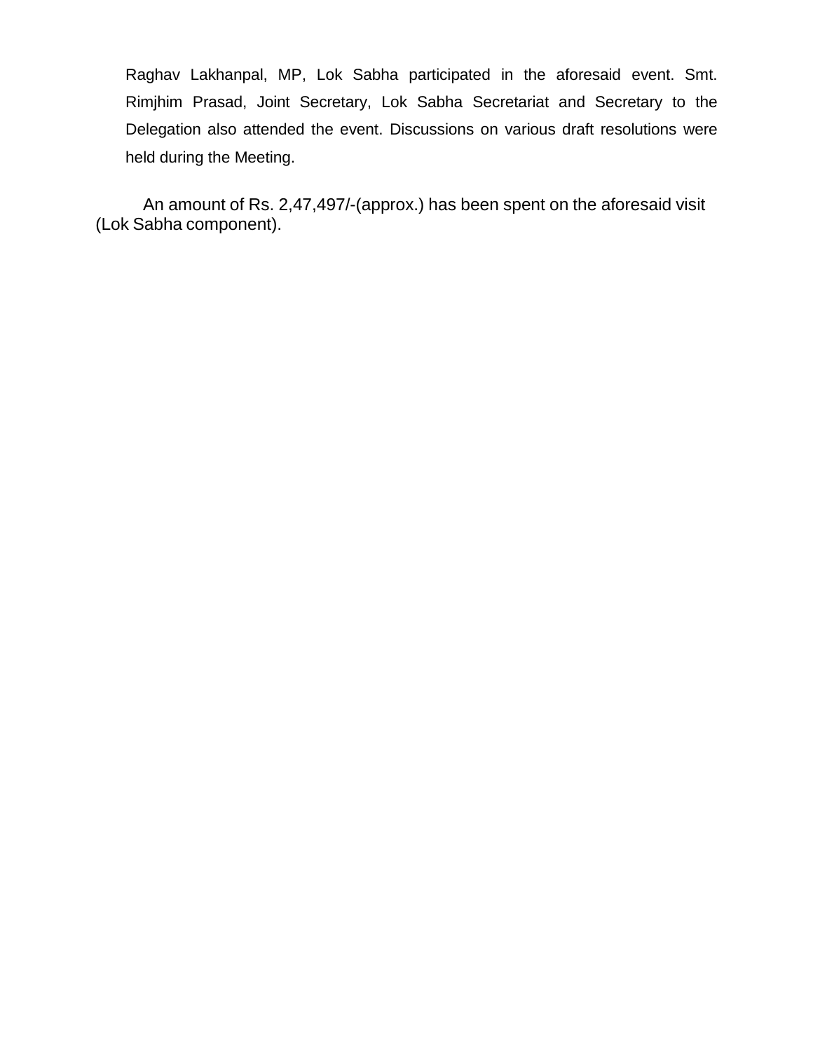Raghav Lakhanpal, MP, Lok Sabha participated in the aforesaid event. Smt. Rimjhim Prasad, Joint Secretary, Lok Sabha Secretariat and Secretary to the Delegation also attended the event. Discussions on various draft resolutions were held during the Meeting.

An amount of Rs. 2,47,497/-(approx.) has been spent on the aforesaid visit (Lok Sabha component).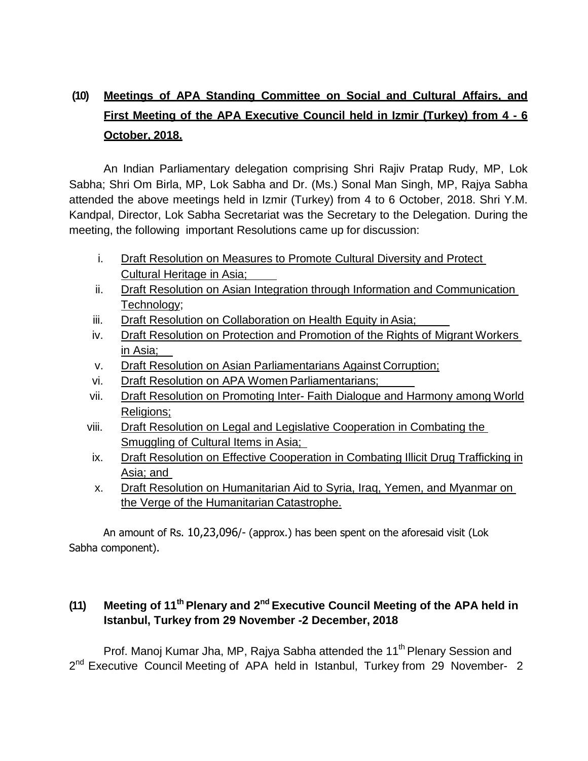## (10) Meetings of APA Standing Committee on Social and Cultural Affairs, and First Meeting of the APA Executive Council held in Izmir (Turkey) from 4 - 6 October, 2018.

An Indian Parliamentary delegation comprising Shri Rajiv Pratap Rudy, MP, Lok Sabha; Shri Om Birla, MP, Lok Sabha and Dr. (Ms.) Sonal Man Singh, MP, Rajya Sabha attended the above meetings held in Izmir (Turkey) from 4 to 6 October, 2018. Shri Y.M. Kandpal, Director, Lok Sabha Secretariat was the Secretary to the Delegation. During the meeting, the following important Resolutions came up for discussion:

i. Draft Resolution on Measures to Promote Cultural Diversity and Protect Cultural Heritage in Asia;
ii. Draft Resolution on Asian Integration through Information and Communication Technology;
iii. Draft Resolution on Collaboration on Health Equity in Asia;
iv. Draft Resolution on Protection and Promotion of the Rights of Migrant Workers in Asia;
v. Draft Resolution on Asian Parliamentarians Against Corruption;
vi. Draft Resolution on APA Women Parliamentarians;
vii. Draft Resolution on Promoting Inter- Faith Dialogue and Harmony among World Religions;
viii. Draft Resolution on Legal and Legislative Cooperation in Combating the Smuggling of Cultural Items in Asia;
ix. Draft Resolution on Effective Cooperation in Combating Illicit Drug Trafficking in Asia; and
x. Draft Resolution on Humanitarian Aid to Syria, Iraq, Yemen, and Myanmar on the Verge of the Humanitarian Catastrophe.

An amount of Rs. 10,23,096/- (approx.) has been spent on the aforesaid visit (Lok Sabha component).

## (11) Meeting of 11th Plenary and 2nd Executive Council Meeting of the APA held in Istanbul, Turkey from 29 November -2 December, 2018

Prof. Manoj Kumar Jha, MP, Rajya Sabha attended the 11th Plenary Session and 2nd Executive Council Meeting of APA held in Istanbul, Turkey from 29 November- 2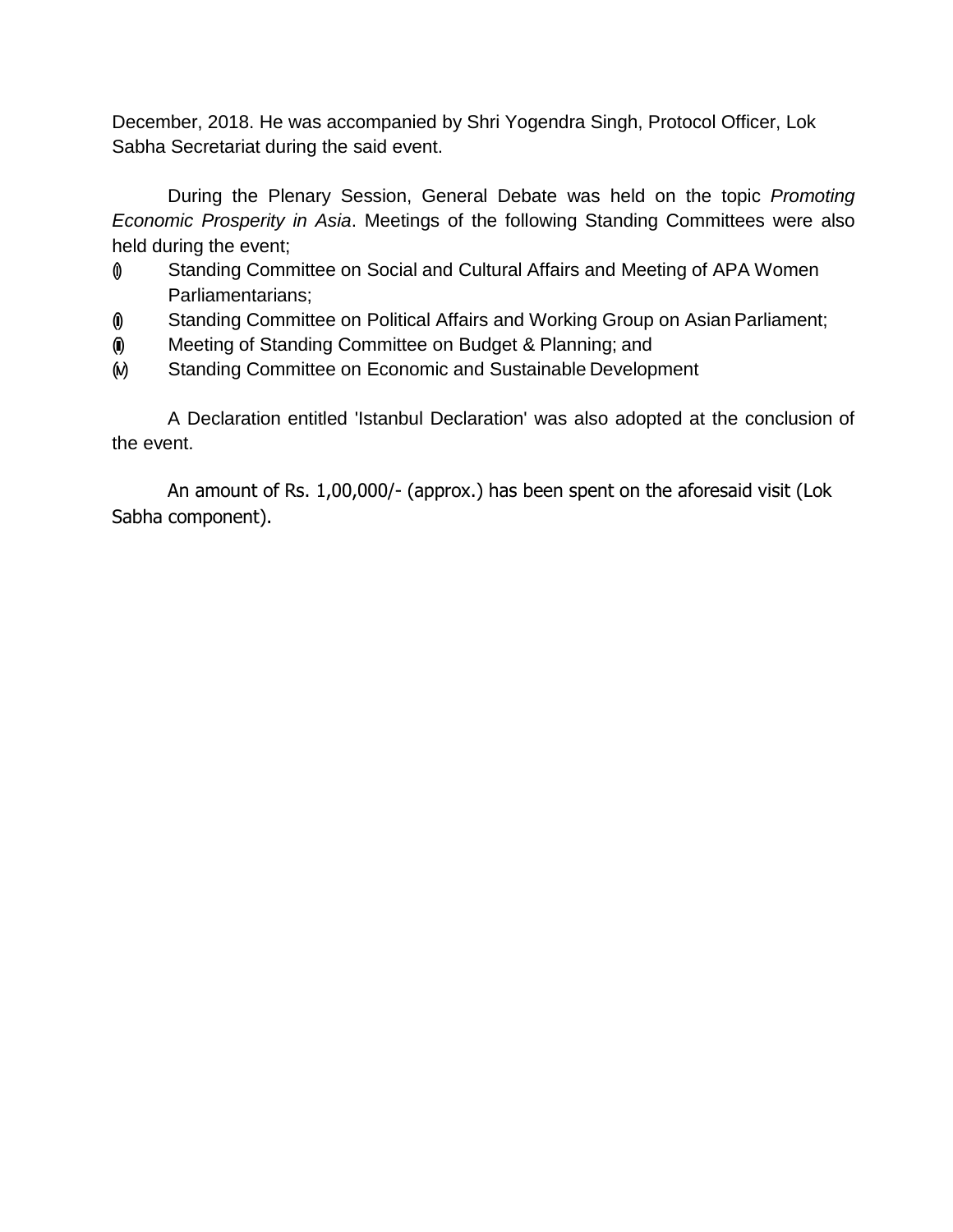December, 2018. He was accompanied by Shri Yogendra Singh, Protocol Officer, Lok Sabha Secretariat during the said event.

During the Plenary Session, General Debate was held on the topic *Promoting Economic Prosperity in Asia*. Meetings of the following Standing Committees were also held during the event;

(i) Standing Committee on Social and Cultural Affairs and Meeting of APA Women Parliamentarians;

(ii) Standing Committee on Political Affairs and Working Group on Asian Parliament;

(iii) Meeting of Standing Committee on Budget & Planning; and

(iv) Standing Committee on Economic and Sustainable Development

A Declaration entitled 'Istanbul Declaration' was also adopted at the conclusion of the event.

An amount of Rs. 1,00,000/- (approx.) has been spent on the aforesaid visit (Lok Sabha component).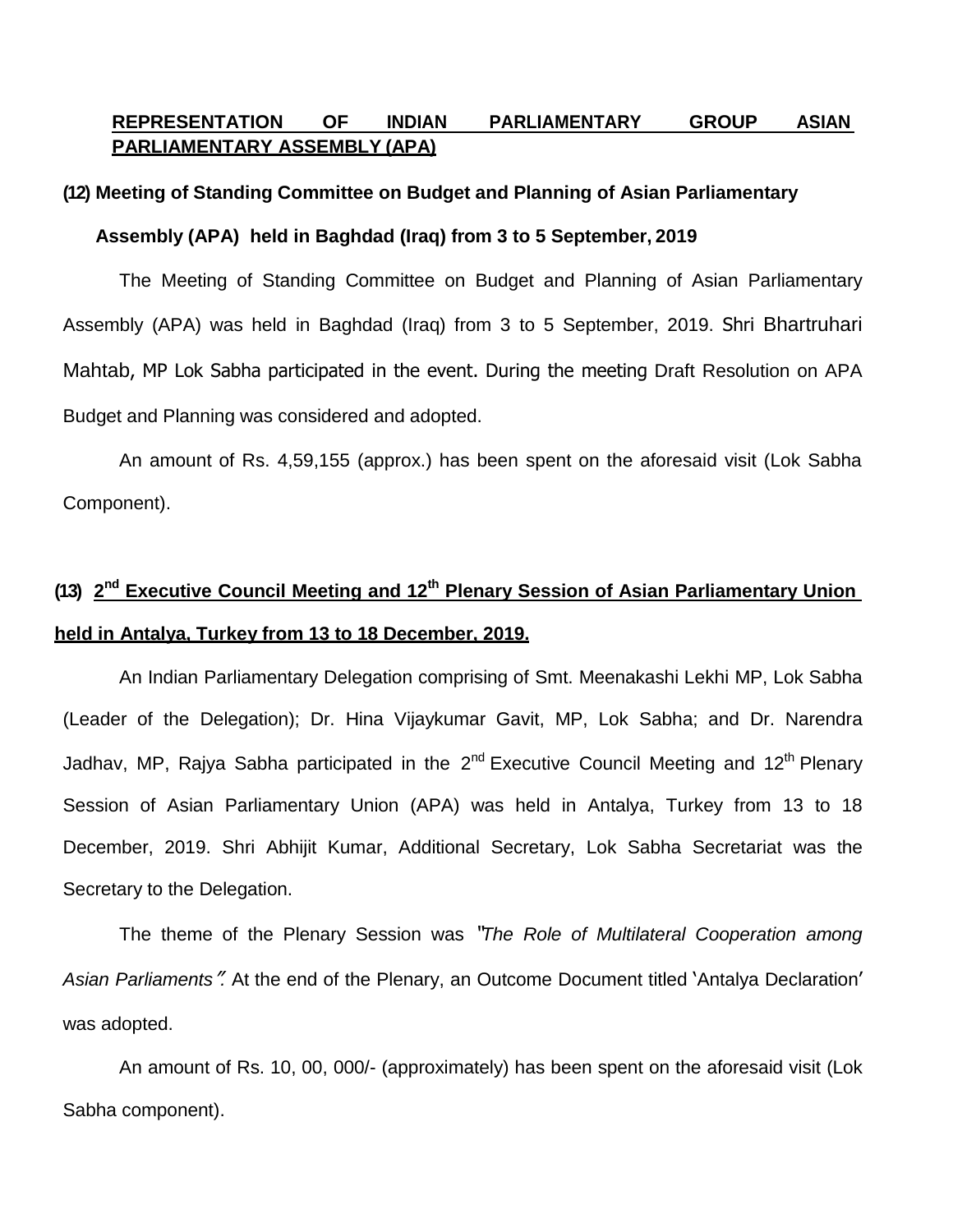## REPRESENTATION OF INDIAN PARLIAMENTARY GROUP ASIAN PARLIAMENTARY ASSEMBLY (APA)

### (12) Meeting of Standing Committee on Budget and Planning of Asian Parliamentary Assembly (APA) held in Baghdad (Iraq) from 3 to 5 September, 2019

The Meeting of Standing Committee on Budget and Planning of Asian Parliamentary Assembly (APA) was held in Baghdad (Iraq) from 3 to 5 September, 2019. Shri Bhartruhari Mahtab, MP Lok Sabha participated in the event. During the meeting Draft Resolution on APA Budget and Planning was considered and adopted.

An amount of Rs. 4,59,155 (approx.) has been spent on the aforesaid visit (Lok Sabha Component).

### (13) 2nd Executive Council Meeting and 12th Plenary Session of Asian Parliamentary Union held in Antalya, Turkey from 13 to 18 December, 2019.

An Indian Parliamentary Delegation comprising of Smt. Meenakashi Lekhi MP, Lok Sabha (Leader of the Delegation); Dr. Hina Vijaykumar Gavit, MP, Lok Sabha; and Dr. Narendra Jadhav, MP, Rajya Sabha participated in the 2nd Executive Council Meeting and 12th Plenary Session of Asian Parliamentary Union (APA) was held in Antalya, Turkey from 13 to 18 December, 2019. Shri Abhijit Kumar, Additional Secretary, Lok Sabha Secretariat was the Secretary to the Delegation.

The theme of the Plenary Session was *"The Role of Multilateral Cooperation among Asian Parliaments".* At the end of the Plenary, an Outcome Document titled 'Antalya Declaration' was adopted.

An amount of Rs. 10, 00, 000/- (approximately) has been spent on the aforesaid visit (Lok Sabha component).